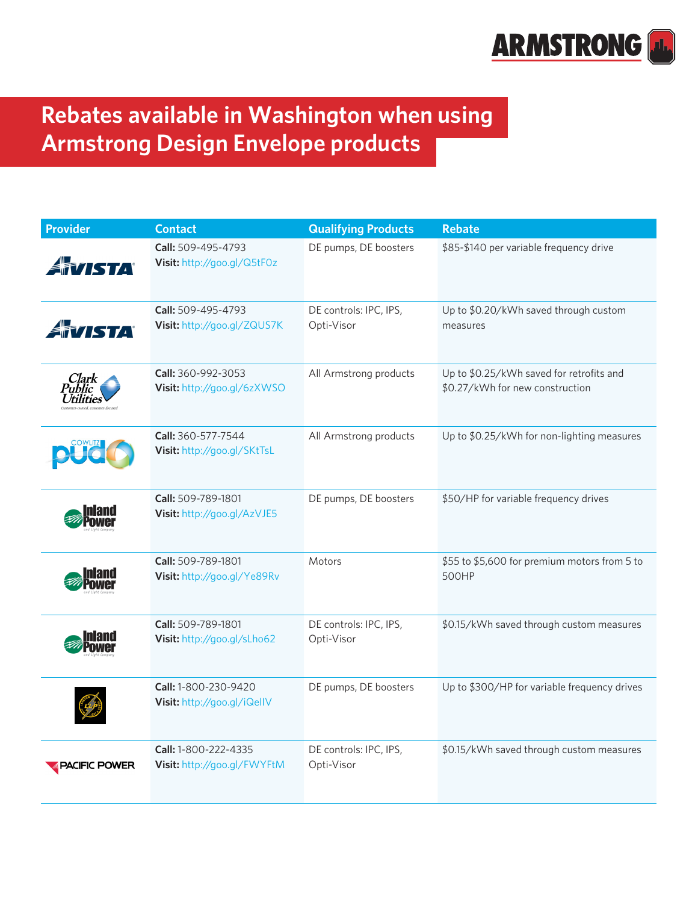# Rebates available in Washington when using Armstrong Design Envelope products

| Provider | Contact | Qualifying Products | Rebate |
|---|---|---|---|
| Avista | **Call:** 509-495-4793<br>**Visit:** http://goo.gl/Q5tF0z | DE pumps, DE boosters | $85-$140 per variable frequency drive |
| Avista | **Call:** 509-495-4793<br>**Visit:** http://goo.gl/ZQUS7K | DE controls: IPC, IPS, Opti-Visor | Up to $0.20/kWh saved through custom measures |
| Clark Public Utilities | **Call:** 360-992-3053<br>**Visit:** http://goo.gl/6zXWSO | All Armstrong products | Up to $0.25/kWh saved for retrofits and $0.27/kWh for new construction |
| Cowlitz PUD | **Call:** 360-577-7544<br>**Visit:** http://goo.gl/SKtTsL | All Armstrong products | Up to $0.25/kWh for non-lighting measures |
| Inland Power | **Call:** 509-789-1801<br>**Visit:** http://goo.gl/AzVJE5 | DE pumps, DE boosters | $50/HP for variable frequency drives |
| Inland Power | **Call:** 509-789-1801<br>**Visit:** http://goo.gl/Ye89Rv | Motors | $55 to $5,600 for premium motors from 5 to 500HP |
| Inland Power | **Call:** 509-789-1801<br>**Visit:** http://goo.gl/sLho62 | DE controls: IPC, IPS, Opti-Visor | $0.15/kWh saved through custom measures |
| LL&P | **Call:** 1-800-230-9420<br>**Visit:** http://goo.gl/iQelIV | DE pumps, DE boosters | Up to $300/HP for variable frequency drives |
| Pacific Power | **Call:** 1-800-222-4335<br>**Visit:** http://goo.gl/FWYFtM | DE controls: IPC, IPS, Opti-Visor | $0.15/kWh saved through custom measures |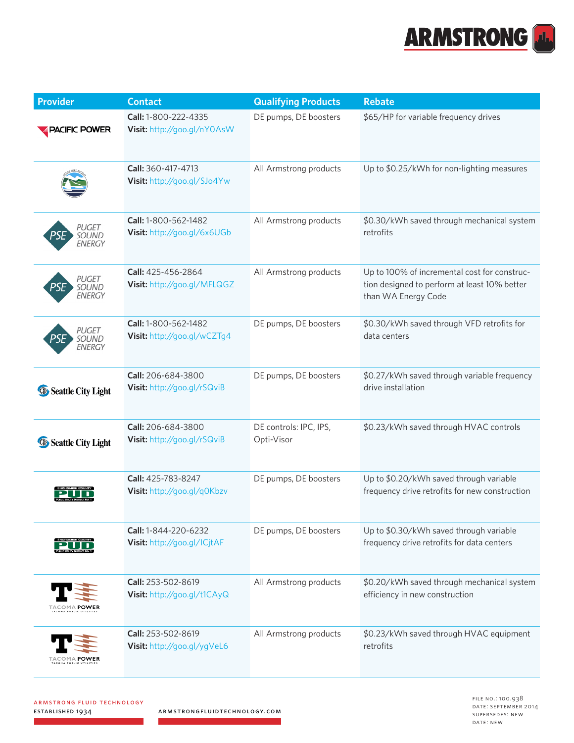| Provider | Contact | Qualifying Products | Rebate |
|---|---|---|---|
| PACIFIC POWER | **Call:** 1-800-222-4335 **Visit:** http://goo.gl/nY0AsW | DE pumps, DE boosters | $65/HP for variable frequency drives |
| City of Port Angeles | **Call:** 360-417-4713 **Visit:** http://goo.gl/SJo4Yw | All Armstrong products | Up to $0.25/kWh for non-lighting measures |
| PSE PUGET SOUND ENERGY | **Call:** 1-800-562-1482 **Visit:** http://goo.gl/6x6UGb | All Armstrong products | $0.30/kWh saved through mechanical system retrofits |
| PSE PUGET SOUND ENERGY | **Call:** 425-456-2864 **Visit:** http://goo.gl/MFLQGZ | All Armstrong products | Up to 100% of incremental cost for construction designed to perform at least 10% better than WA Energy Code |
| PSE PUGET SOUND ENERGY | **Call:** 1-800-562-1482 **Visit:** http://goo.gl/wCZTg4 | DE pumps, DE boosters | $0.30/kWh saved through VFD retrofits for data centers |
| Seattle City Light | **Call:** 206-684-3800 **Visit:** http://goo.gl/rSQviB | DE pumps, DE boosters | $0.27/kWh saved through variable frequency drive installation |
| Seattle City Light | **Call:** 206-684-3800 **Visit:** http://goo.gl/rSQviB | DE controls: IPC, IPS, Opti-Visor | $0.23/kWh saved through HVAC controls |
| Snohomish County PUD | **Call:** 425-783-8247 **Visit:** http://goo.gl/q0Kbzv | DE pumps, DE boosters | Up to $0.20/kWh saved through variable frequency drive retrofits for new construction |
| Snohomish County PUD | **Call:** 1-844-220-6232 **Visit:** http://goo.gl/ICjtAF | DE pumps, DE boosters | Up to $0.30/kWh saved through variable frequency drive retrofits for data centers |
| TACOMA POWER | **Call:** 253-502-8619 **Visit:** http://goo.gl/t1CAyQ | All Armstrong products | $0.20/kWh saved through mechanical system efficiency in new construction |
| TACOMA POWER | **Call:** 253-502-8619 **Visit:** http://goo.gl/ygVeL6 | All Armstrong products | $0.23/kWh saved through HVAC equipment retrofits |

ARMSTRONG FLUID TECHNOLOGY
ESTABLISHED 1934

ARMSTRONGFLUIDTECHNOLOGY.COM

FILE NO.: 100.938
DATE: SEPTEMBER 2014
SUPERSEDES: NEW
DATE: NEW